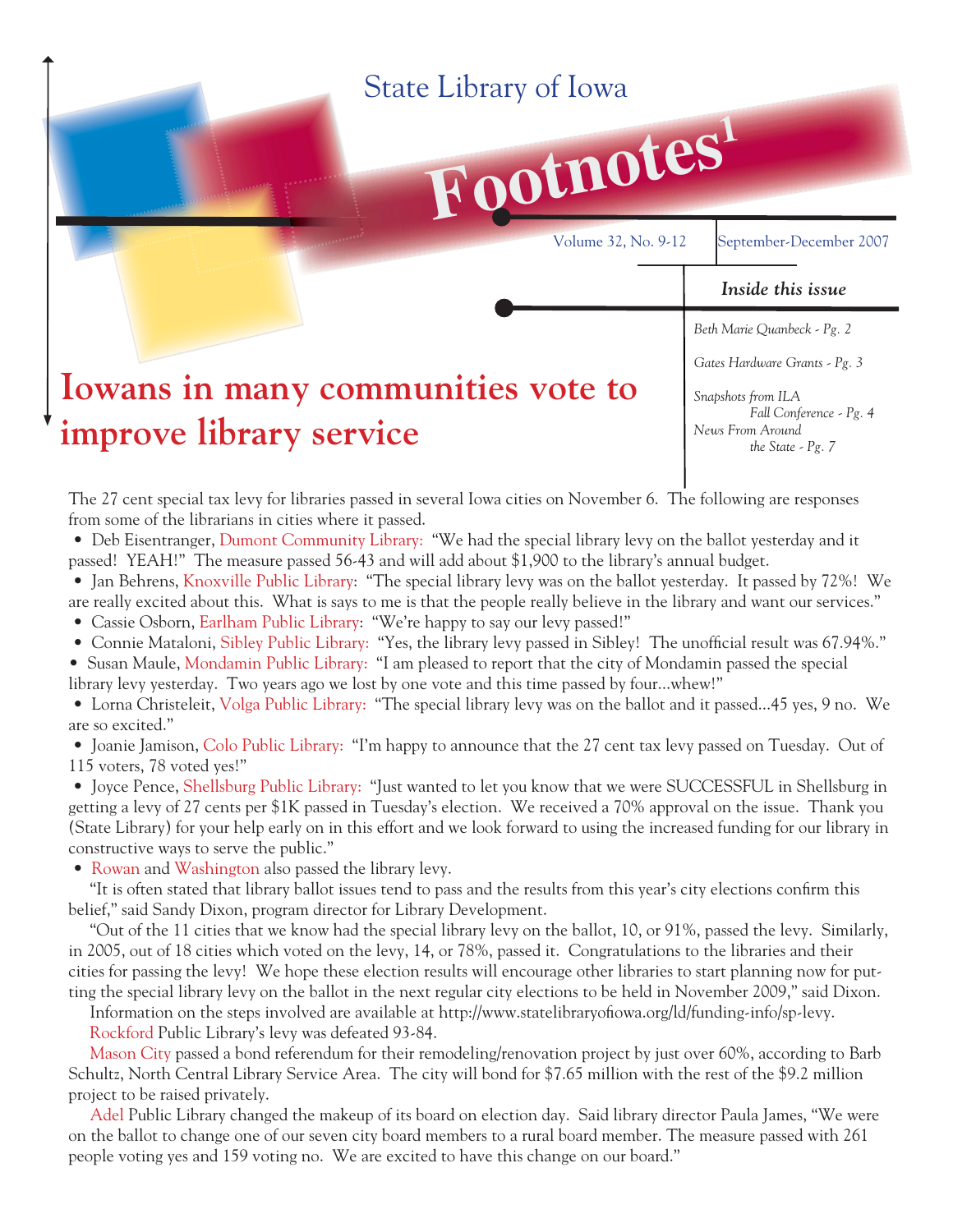State Library of Iowa

# Footnotes[1]

Volume 32, No. 9-12 | September-December 2007

***Inside this issue***

*Beth Marie Quanbeck - Pg. 2*

*Gates Hardware Grants - Pg. 3*

*Snapshots from ILA Fall Conference - Pg. 4*

*News From Around the State - Pg. 7*

## Iowans in many communities vote to improve library service

The 27 cent special tax levy for libraries passed in several Iowa cities on November 6. The following are responses from some of the librarians in cities where it passed.

- Deb Eisentranger, Dumont Community Library: "We had the special library levy on the ballot yesterday and it passed! YEAH!" The measure passed 56-43 and will add about $1,900 to the library's annual budget.
- Jan Behrens, Knoxville Public Library: "The special library levy was on the ballot yesterday. It passed by 72%! We are really excited about this. What is says to me is that the people really believe in the library and want our services."
- Cassie Osborn, Earlham Public Library: "We're happy to say our levy passed!"
- Connie Mataloni, Sibley Public Library: "Yes, the library levy passed in Sibley! The unofficial result was 67.94%."
- Susan Maule, Mondamin Public Library: "I am pleased to report that the city of Mondamin passed the special library levy yesterday. Two years ago we lost by one vote and this time passed by four...whew!"
- Lorna Christeleit, Volga Public Library: "The special library levy was on the ballot and it passed...45 yes, 9 no. We are so excited."
- Joanie Jamison, Colo Public Library: "I'm happy to announce that the 27 cent tax levy passed on Tuesday. Out of 115 voters, 78 voted yes!"
- Joyce Pence, Shellsburg Public Library: "Just wanted to let you know that we were SUCCESSFUL in Shellsburg in getting a levy of 27 cents per $1K passed in Tuesday's election. We received a 70% approval on the issue. Thank you (State Library) for your help early on in this effort and we look forward to using the increased funding for our library in constructive ways to serve the public."
- Rowan and Washington also passed the library levy.

"It is often stated that library ballot issues tend to pass and the results from this year's city elections confirm this belief," said Sandy Dixon, program director for Library Development.

"Out of the 11 cities that we know had the special library levy on the ballot, 10, or 91%, passed the levy. Similarly, in 2005, out of 18 cities which voted on the levy, 14, or 78%, passed it. Congratulations to the libraries and their cities for passing the levy! We hope these election results will encourage other libraries to start planning now for putting the special library levy on the ballot in the next regular city elections to be held in November 2009," said Dixon.

Information on the steps involved are available at http://www.statelibraryofiowa.org/ld/funding-info/sp-levy.

Rockford Public Library's levy was defeated 93-84.

Mason City passed a bond referendum for their remodeling/renovation project by just over 60%, according to Barb Schultz, North Central Library Service Area. The city will bond for $7.65 million with the rest of the $9.2 million project to be raised privately.

Adel Public Library changed the makeup of its board on election day. Said library director Paula James, "We were on the ballot to change one of our seven city board members to a rural board member. The measure passed with 261 people voting yes and 159 voting no. We are excited to have this change on our board."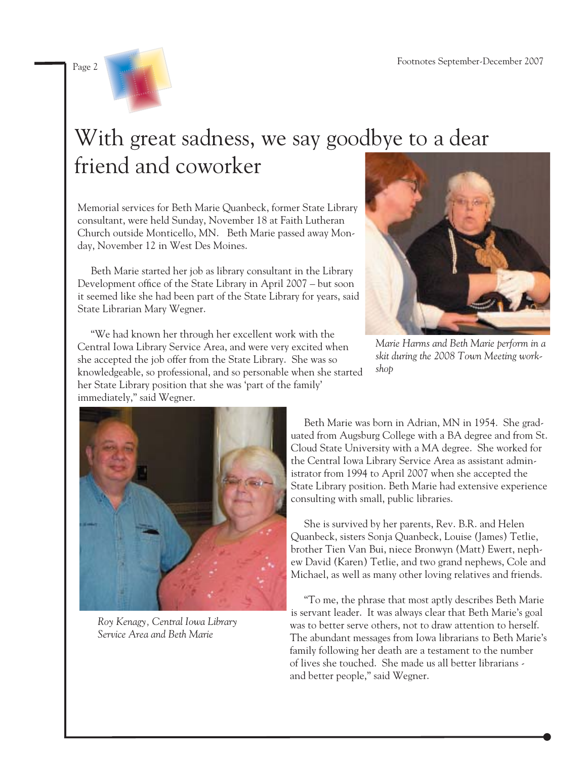// With great sadness, we say goodbye to a dear friend and coworker

Memorial services for Beth Marie Quanbeck, former State Library consultant, were held Sunday, November 18 at Faith Lutheran Church outside Monticello, MN. Beth Marie passed away Monday, November 12 in West Des Moines.

Beth Marie started her job as library consultant in the Library Development office of the State Library in April 2007 – but soon it seemed like she had been part of the State Library for years, said State Librarian Mary Wegner.

"We had known her through her excellent work with the Central Iowa Library Service Area, and were very excited when she accepted the job offer from the State Library. She was so knowledgeable, so professional, and so personable when she started her State Library position that she was 'part of the family' immediately," said Wegner.

*Marie Harms and Beth Marie perform in a skit during the 2008 Town Meeting workshop*

*Roy Kenagy, Central Iowa Library Service Area and Beth Marie*

Beth Marie was born in Adrian, MN in 1954. She graduated from Augsburg College with a BA degree and from St. Cloud State University with a MA degree. She worked for the Central Iowa Library Service Area as assistant administrator from 1994 to April 2007 when she accepted the State Library position. Beth Marie had extensive experience consulting with small, public libraries.

She is survived by her parents, Rev. B.R. and Helen Quanbeck, sisters Sonja Quanbeck, Louise (James) Tetlie, brother Tien Van Bui, niece Bronwyn (Matt) Ewert, nephew David (Karen) Tetlie, and two grand nephews, Cole and Michael, as well as many other loving relatives and friends.

"To me, the phrase that most aptly describes Beth Marie is servant leader. It was always clear that Beth Marie's goal was to better serve others, not to draw attention to herself. The abundant messages from Iowa librarians to Beth Marie's family following her death are a testament to the number of lives she touched. She made us all better librarians - and better people," said Wegner.

# With great sadness, we say goodbye to a dear friend and coworker

Memorial services for Beth Marie Quanbeck, former State Library consultant, were held Sunday, November 18 at Faith Lutheran Church outside Monticello, MN. Beth Marie passed away Monday, November 12 in West Des Moines.

Beth Marie started her job as library consultant in the Library Development office of the State Library in April 2007 – but soon it seemed like she had been part of the State Library for years, said State Librarian Mary Wegner.

"We had known her through her excellent work with the Central Iowa Library Service Area, and were very excited when she accepted the job offer from the State Library. She was so knowledgeable, so professional, and so personable when she started her State Library position that she was 'part of the family' immediately," said Wegner.

*Marie Harms and Beth Marie perform in a skit during the 2008 Town Meeting workshop*

*Roy Kenagy, Central Iowa Library Service Area and Beth Marie*

Beth Marie was born in Adrian, MN in 1954. She graduated from Augsburg College with a BA degree and from St. Cloud State University with a MA degree. She worked for the Central Iowa Library Service Area as assistant administrator from 1994 to April 2007 when she accepted the State Library position. Beth Marie had extensive experience consulting with small, public libraries.

She is survived by her parents, Rev. B.R. and Helen Quanbeck, sisters Sonja Quanbeck, Louise (James) Tetlie, brother Tien Van Bui, niece Bronwyn (Matt) Ewert, nephew David (Karen) Tetlie, and two grand nephews, Cole and Michael, as well as many other loving relatives and friends.

"To me, the phrase that most aptly describes Beth Marie is servant leader. It was always clear that Beth Marie's goal was to better serve others, not to draw attention to herself. The abundant messages from Iowa librarians to Beth Marie's family following her death are a testament to the number of lives she touched. She made us all better librarians - and better people," said Wegner.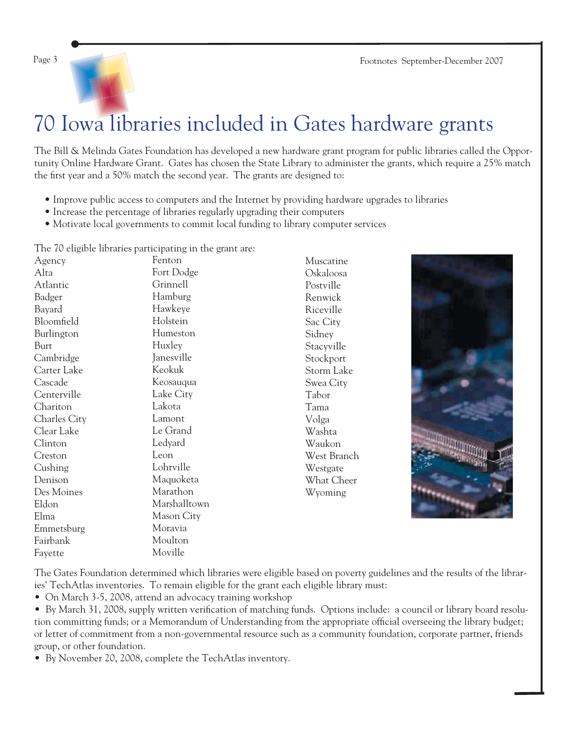# 70 Iowa libraries included in Gates hardware grants

The Bill & Melinda Gates Foundation has developed a new hardware grant program for public libraries called the Opportunity Online Hardware Grant. Gates has chosen the State Library to administer the grants, which require a 25% match the first year and a 50% match the second year. The grants are designed to:

- Improve public access to computers and the Internet by providing hardware upgrades to libraries
- Increase the percentage of libraries regularly upgrading their computers
- Motivate local governments to commit local funding to library computer services

The 70 eligible libraries participating in the grant are:

Agency
Alta
Atlantic
Badger
Bayard
Bloomfield
Burlington
Burt
Cambridge
Carter Lake
Cascade
Centerville
Chariton
Charles City
Clear Lake
Clinton
Creston
Cushing
Denison
Des Moines
Eldon
Elma
Emmetsburg
Fairbank
Fayette
Fenton
Fort Dodge
Grinnell
Hamburg
Hawkeye
Holstein
Humeston
Huxley
Janesville
Keokuk
Keosauqua
Lake City
Lakota
Lamont
Le Grand
Ledyard
Leon
Lohrville
Maquoketa
Marathon
Marshalltown
Mason City
Moravia
Moulton
Moville
Muscatine
Oskaloosa
Postville
Renwick
Riceville
Sac City
Sidney
Stacyville
Stockport
Storm Lake
Swea City
Tabor
Tama
Volga
Washta
Waukon
West Branch
Westgate
What Cheer
Wyoming

The Gates Foundation determined which libraries were eligible based on poverty guidelines and the results of the libraries' TechAtlas inventories. To remain eligible for the grant each eligible library must:

- On March 3-5, 2008, attend an advocacy training workshop
- By March 31, 2008, supply written verification of matching funds. Options include: a council or library board resolution committing funds; or a Memorandum of Understanding from the appropriate official overseeing the library budget; or letter of commitment from a non-governmental resource such as a community foundation, corporate partner, friends group, or other foundation.
- By November 20, 2008, complete the TechAtlas inventory.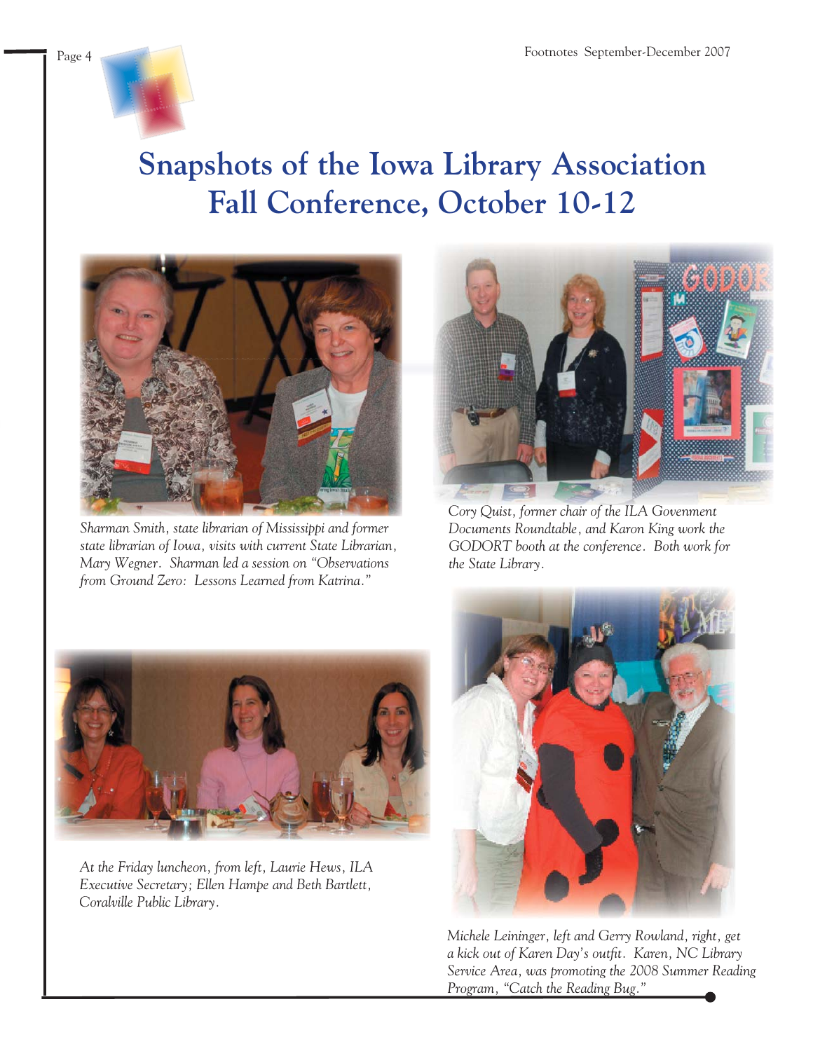# Snapshots of the Iowa Library Association Fall Conference, October 10-12

*Sharman Smith, state librarian of Mississippi and former state librarian of Iowa, visits with current State Librarian, Mary Wegner. Sharman led a session on "Observations from Ground Zero: Lessons Learned from Katrina."*

*Cory Quist, former chair of the ILA Government Documents Roundtable, and Karon King work the GODORT booth at the conference. Both work for the State Library.*

*At the Friday luncheon, from left, Laurie Hews, ILA Executive Secretary; Ellen Hampe and Beth Bartlett, Coralville Public Library.*

*Michele Leininger, left and Gerry Rowland, right, get a kick out of Karen Day's outfit. Karen, NC Library Service Area, was promoting the 2008 Summer Reading Program, "Catch the Reading Bug."*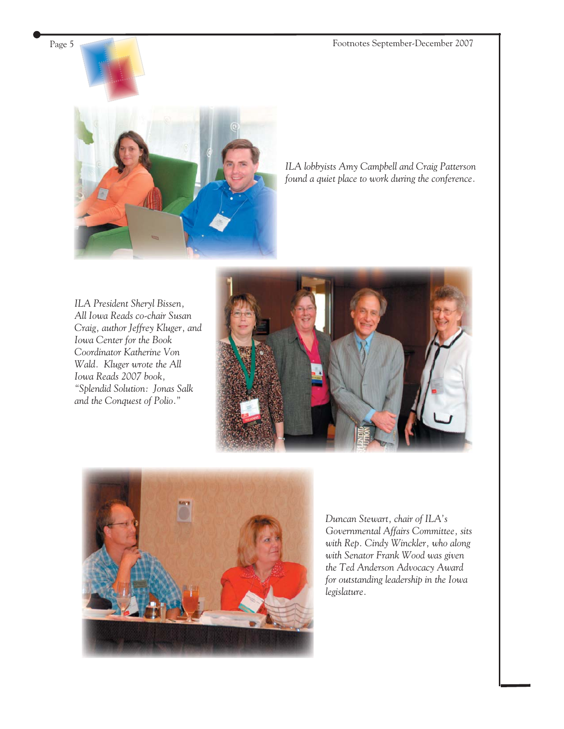*ILA lobbyists Amy Campbell and Craig Patterson found a quiet place to work during the conference.*

*ILA President Sheryl Bissen, All Iowa Reads co-chair Susan Craig, author Jeffrey Kluger, and Iowa Center for the Book Coordinator Katherine Von Wald. Kluger wrote the All Iowa Reads 2007 book, "Splendid Solution: Jonas Salk and the Conquest of Polio."*

*Duncan Stewart, chair of ILA's Governmental Affairs Committee, sits with Rep. Cindy Winckler, who along with Senator Frank Wood was given the Ted Anderson Advocacy Award for outstanding leadership in the Iowa legislature.*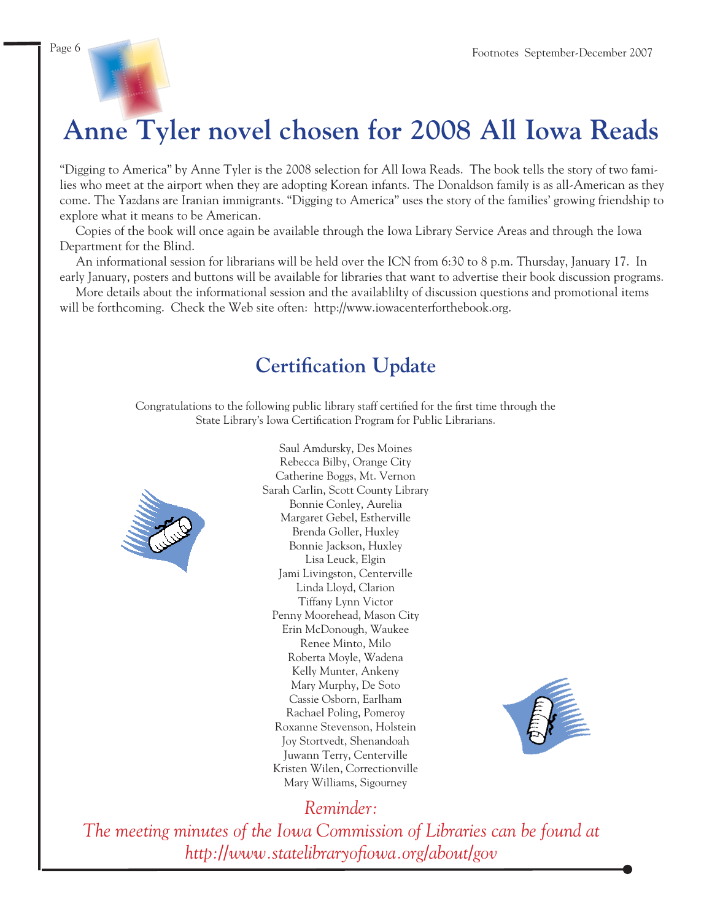# Anne Tyler novel chosen for 2008 All Iowa Reads

"Digging to America" by Anne Tyler is the 2008 selection for All Iowa Reads. The book tells the story of two families who meet at the airport when they are adopting Korean infants. The Donaldson family is as all-American as they come. The Yazdans are Iranian immigrants. "Digging to America" uses the story of the families' growing friendship to explore what it means to be American.

Copies of the book will once again be available through the Iowa Library Service Areas and through the Iowa Department for the Blind.

An informational session for librarians will be held over the ICN from 6:30 to 8 p.m. Thursday, January 17. In early January, posters and buttons will be available for libraries that want to advertise their book discussion programs.

More details about the informational session and the availablilty of discussion questions and promotional items will be forthcoming. Check the Web site often: http://www.iowacenterforthebook.org.

## Certification Update

Congratulations to the following public library staff certified for the first time through the State Library's Iowa Certification Program for Public Librarians.

Saul Amdursky, Des Moines
Rebecca Bilby, Orange City
Catherine Boggs, Mt. Vernon
Sarah Carlin, Scott County Library
Bonnie Conley, Aurelia
Margaret Gebel, Estherville
Brenda Goller, Huxley
Bonnie Jackson, Huxley
Lisa Leuck, Elgin
Jami Livingston, Centerville
Linda Lloyd, Clarion
Tiffany Lynn Victor
Penny Moorehead, Mason City
Erin McDonough, Waukee
Renee Minto, Milo
Roberta Moyle, Wadena
Kelly Munter, Ankeny
Mary Murphy, De Soto
Cassie Osborn, Earlham
Rachael Poling, Pomeroy
Roxanne Stevenson, Holstein
Joy Stortvedt, Shenandoah
Juwann Terry, Centerville
Kristen Wilen, Correctionville
Mary Williams, Sigourney

*Reminder:*

*The meeting minutes of the Iowa Commission of Libraries can be found at http://www.statelibraryofiowa.org/about/gov*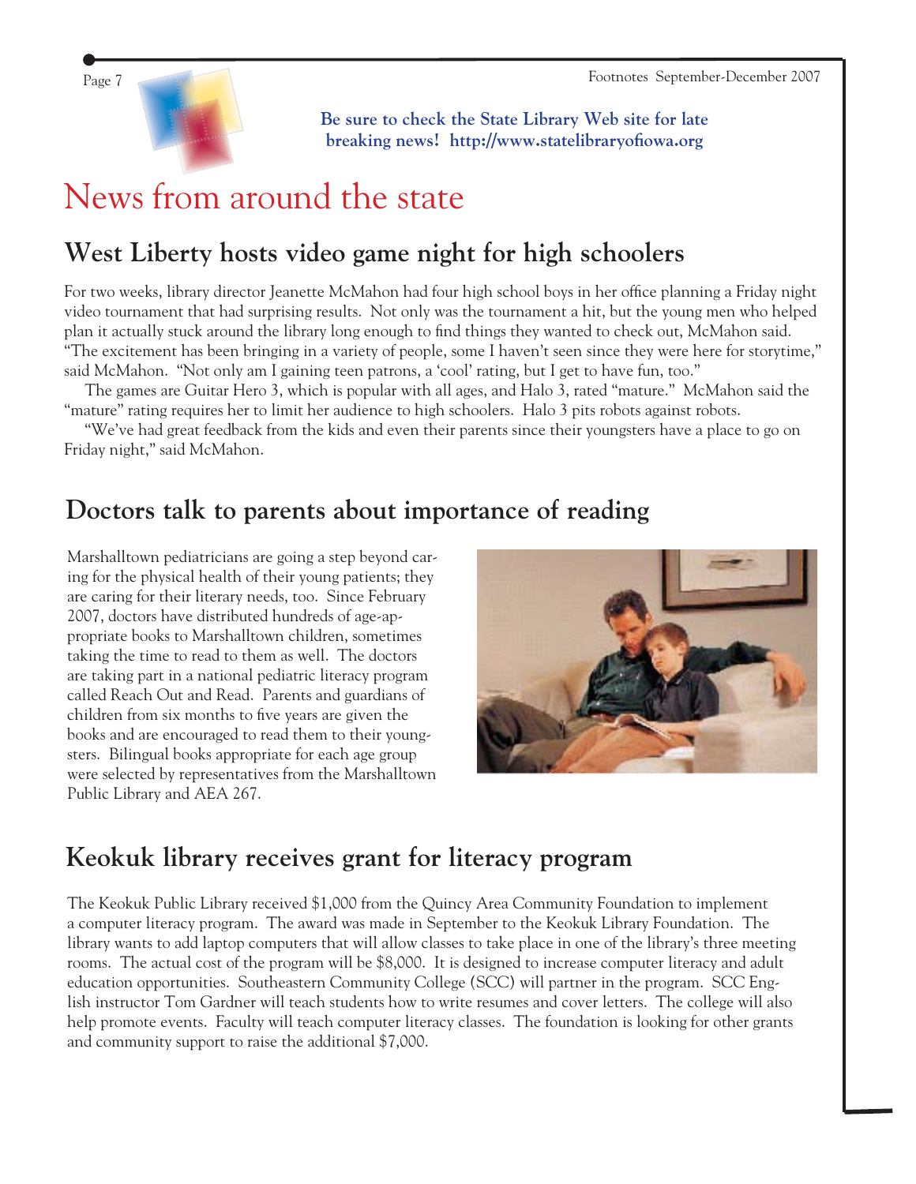Be sure to check the State Library Web site for late breaking news! http://www.statelibraryofiowa.org

# News from around the state

## West Liberty hosts video game night for high schoolers

For two weeks, library director Jeanette McMahon had four high school boys in her office planning a Friday night video tournament that had surprising results. Not only was the tournament a hit, but the young men who helped plan it actually stuck around the library long enough to find things they wanted to check out, McMahon said. "The excitement has been bringing in a variety of people, some I haven't seen since they were here for storytime," said McMahon. "Not only am I gaining teen patrons, a 'cool' rating, but I get to have fun, too."

The games are Guitar Hero 3, which is popular with all ages, and Halo 3, rated "mature." McMahon said the "mature" rating requires her to limit her audience to high schoolers. Halo 3 pits robots against robots.

"We've had great feedback from the kids and even their parents since their youngsters have a place to go on Friday night," said McMahon.

## Doctors talk to parents about importance of reading

Marshalltown pediatricians are going a step beyond caring for the physical health of their young patients; they are caring for their literary needs, too. Since February 2007, doctors have distributed hundreds of age-appropriate books to Marshalltown children, sometimes taking the time to read to them as well. The doctors are taking part in a national pediatric literacy program called Reach Out and Read. Parents and guardians of children from six months to five years are given the books and are encouraged to read them to their youngsters. Bilingual books appropriate for each age group were selected by representatives from the Marshalltown Public Library and AEA 267.

## Keokuk library receives grant for literacy program

The Keokuk Public Library received $1,000 from the Quincy Area Community Foundation to implement a computer literacy program. The award was made in September to the Keokuk Library Foundation. The library wants to add laptop computers that will allow classes to take place in one of the library's three meeting rooms. The actual cost of the program will be $8,000. It is designed to increase computer literacy and adult education opportunities. Southeastern Community College (SCC) will partner in the program. SCC English instructor Tom Gardner will teach students how to write resumes and cover letters. The college will also help promote events. Faculty will teach computer literacy classes. The foundation is looking for other grants and community support to raise the additional $7,000.